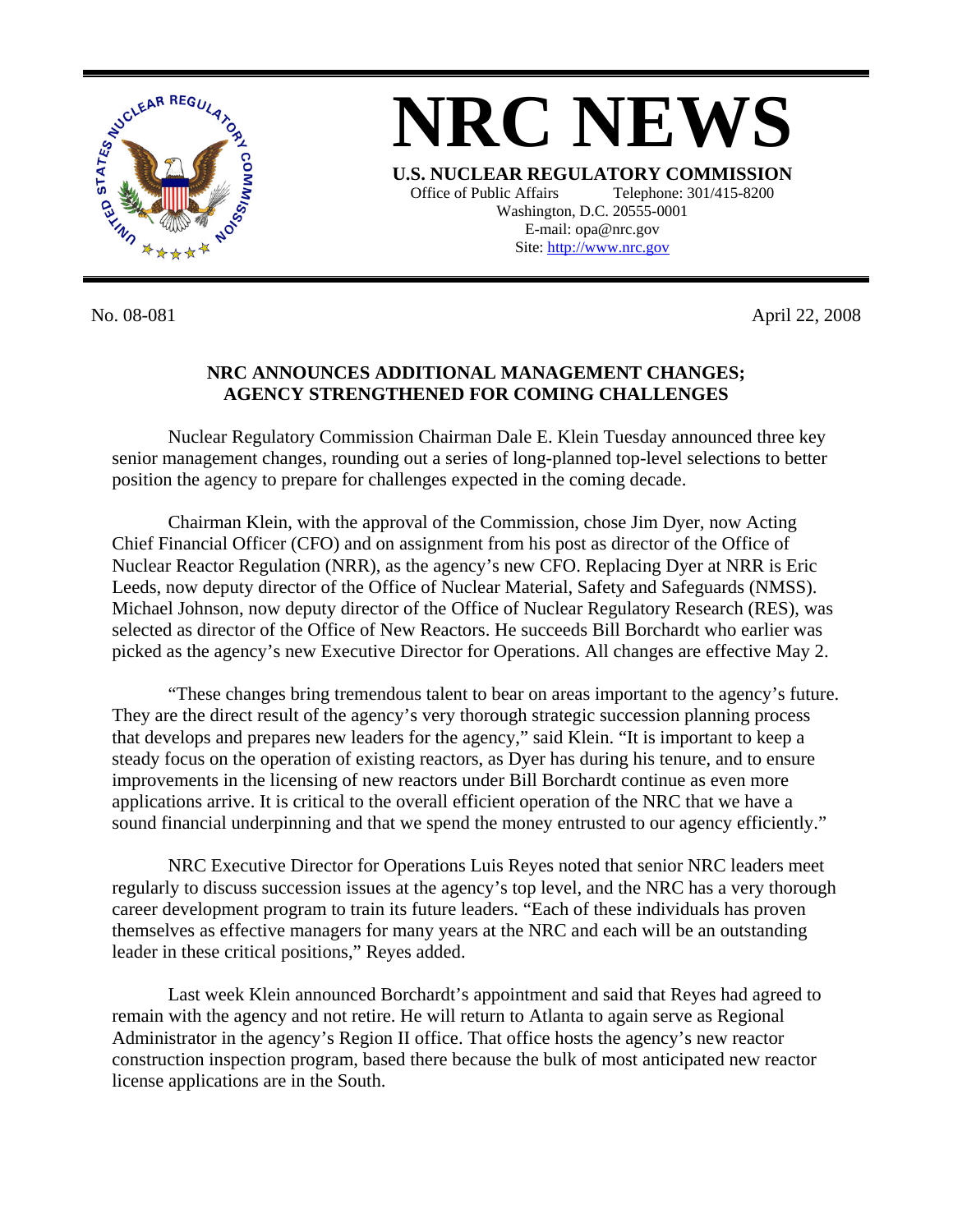# NRC NEWS

**U.S. NUCLEAR REGULATORY COMMISSION**

Office of Public Affairs Telephone: 301/415-8200
Washington, D.C. 20555-0001
E-mail: opa@nrc.gov
Site: http://www.nrc.gov

No. 08-081 April 22, 2008

## NRC ANNOUNCES ADDITIONAL MANAGEMENT CHANGES; AGENCY STRENGTHENED FOR COMING CHALLENGES

Nuclear Regulatory Commission Chairman Dale E. Klein Tuesday announced three key senior management changes, rounding out a series of long-planned top-level selections to better position the agency to prepare for challenges expected in the coming decade.

Chairman Klein, with the approval of the Commission, chose Jim Dyer, now Acting Chief Financial Officer (CFO) and on assignment from his post as director of the Office of Nuclear Reactor Regulation (NRR), as the agency's new CFO. Replacing Dyer at NRR is Eric Leeds, now deputy director of the Office of Nuclear Material, Safety and Safeguards (NMSS). Michael Johnson, now deputy director of the Office of Nuclear Regulatory Research (RES), was selected as director of the Office of New Reactors. He succeeds Bill Borchardt who earlier was picked as the agency's new Executive Director for Operations. All changes are effective May 2.

"These changes bring tremendous talent to bear on areas important to the agency's future. They are the direct result of the agency's very thorough strategic succession planning process that develops and prepares new leaders for the agency," said Klein. "It is important to keep a steady focus on the operation of existing reactors, as Dyer has during his tenure, and to ensure improvements in the licensing of new reactors under Bill Borchardt continue as even more applications arrive. It is critical to the overall efficient operation of the NRC that we have a sound financial underpinning and that we spend the money entrusted to our agency efficiently."

NRC Executive Director for Operations Luis Reyes noted that senior NRC leaders meet regularly to discuss succession issues at the agency's top level, and the NRC has a very thorough career development program to train its future leaders. "Each of these individuals has proven themselves as effective managers for many years at the NRC and each will be an outstanding leader in these critical positions," Reyes added.

Last week Klein announced Borchardt's appointment and said that Reyes had agreed to remain with the agency and not retire. He will return to Atlanta to again serve as Regional Administrator in the agency's Region II office. That office hosts the agency's new reactor construction inspection program, based there because the bulk of most anticipated new reactor license applications are in the South.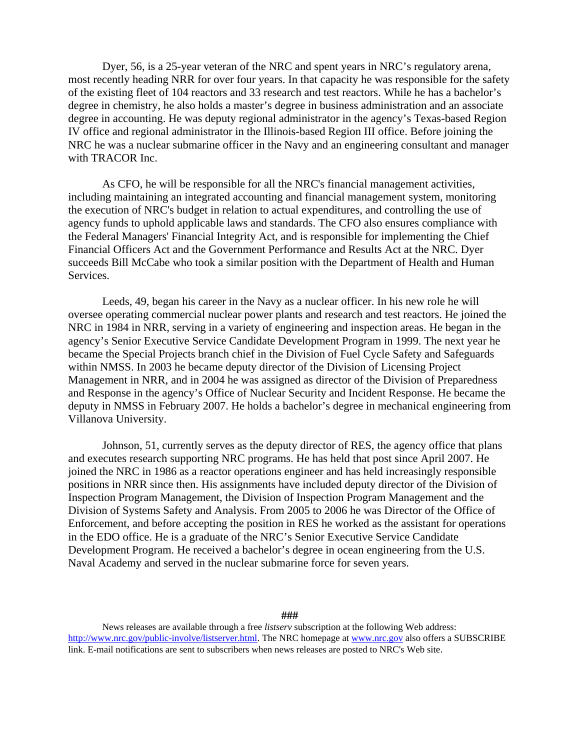Dyer, 56, is a 25-year veteran of the NRC and spent years in NRC's regulatory arena, most recently heading NRR for over four years. In that capacity he was responsible for the safety of the existing fleet of 104 reactors and 33 research and test reactors. While he has a bachelor's degree in chemistry, he also holds a master's degree in business administration and an associate degree in accounting. He was deputy regional administrator in the agency's Texas-based Region IV office and regional administrator in the Illinois-based Region III office. Before joining the NRC he was a nuclear submarine officer in the Navy and an engineering consultant and manager with TRACOR Inc.

As CFO, he will be responsible for all the NRC's financial management activities, including maintaining an integrated accounting and financial management system, monitoring the execution of NRC's budget in relation to actual expenditures, and controlling the use of agency funds to uphold applicable laws and standards. The CFO also ensures compliance with the Federal Managers' Financial Integrity Act, and is responsible for implementing the Chief Financial Officers Act and the Government Performance and Results Act at the NRC. Dyer succeeds Bill McCabe who took a similar position with the Department of Health and Human Services.

Leeds, 49, began his career in the Navy as a nuclear officer. In his new role he will oversee operating commercial nuclear power plants and research and test reactors. He joined the NRC in 1984 in NRR, serving in a variety of engineering and inspection areas. He began in the agency's Senior Executive Service Candidate Development Program in 1999. The next year he became the Special Projects branch chief in the Division of Fuel Cycle Safety and Safeguards within NMSS. In 2003 he became deputy director of the Division of Licensing Project Management in NRR, and in 2004 he was assigned as director of the Division of Preparedness and Response in the agency's Office of Nuclear Security and Incident Response. He became the deputy in NMSS in February 2007. He holds a bachelor's degree in mechanical engineering from Villanova University.

Johnson, 51, currently serves as the deputy director of RES, the agency office that plans and executes research supporting NRC programs. He has held that post since April 2007. He joined the NRC in 1986 as a reactor operations engineer and has held increasingly responsible positions in NRR since then. His assignments have included deputy director of the Division of Inspection Program Management, the Division of Inspection Program Management and the Division of Systems Safety and Analysis. From 2005 to 2006 he was Director of the Office of Enforcement, and before accepting the position in RES he worked as the assistant for operations in the EDO office. He is a graduate of the NRC's Senior Executive Service Candidate Development Program. He received a bachelor's degree in ocean engineering from the U.S. Naval Academy and served in the nuclear submarine force for seven years.

###

News releases are available through a free *listserv* subscription at the following Web address: http://www.nrc.gov/public-involve/listserver.html. The NRC homepage at www.nrc.gov also offers a SUBSCRIBE link. E-mail notifications are sent to subscribers when news releases are posted to NRC's Web site.